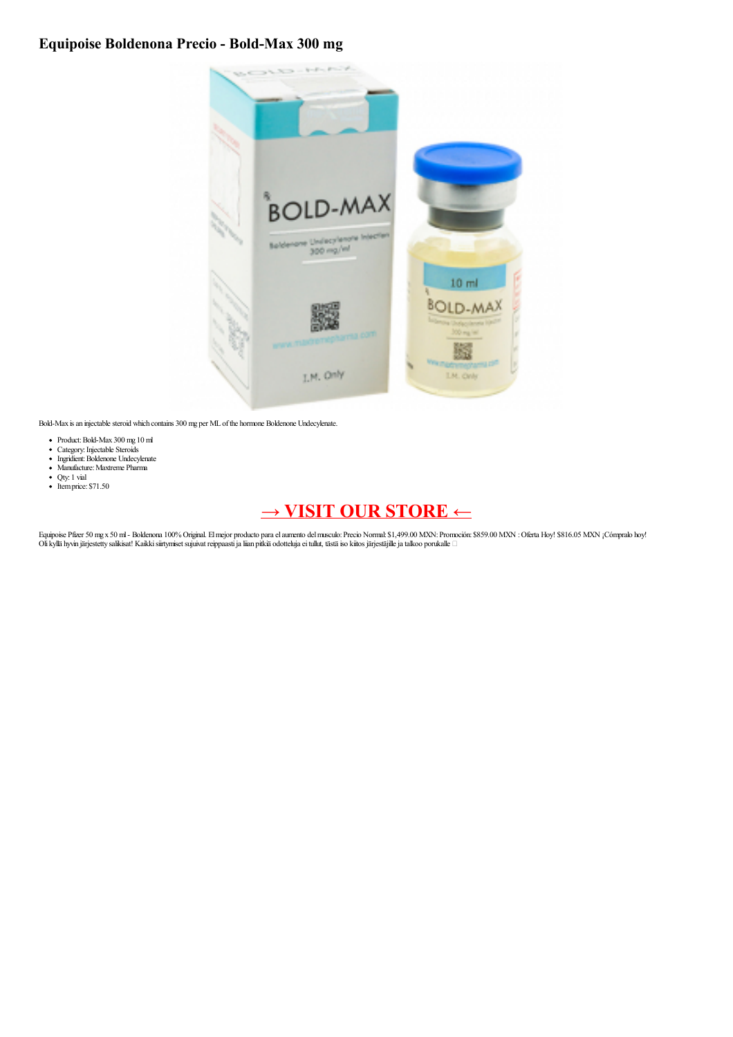# Equipoise Boldenona Precio - Bold-Max 300 mg

Bold-Max is an injectable steroid which contains 300 mg per ML of the hormone Boldenone Undecylenate.

- Product: Bold-Max 300 mg 10 ml
- Category: Injectable Steroids
- Ingridient: Boldenone Undecylenate
- Manufacture: Maxtreme Pharma
- Qty: 1 vial
- Item price: $71.50

## → VISIT OUR STORE ←

Equipoise Pfizer 50 mg x 50 ml - Boldenona 100% Original. El mejor producto para el aumento del musculo: Precio Normal: $1,499.00 MXN: Promoción: $859.00 MXN : Oferta Hoy! $816.05 MXN ¡Cómpralo hoy! Oli kyllä hyvin järjestetty salkisat! Kaikki siirtymiset sujuivat reippaasti ja liian pitkiä odotteluja ei tullut, tästä iso kiitos järjestäjille ja talkoo porukalle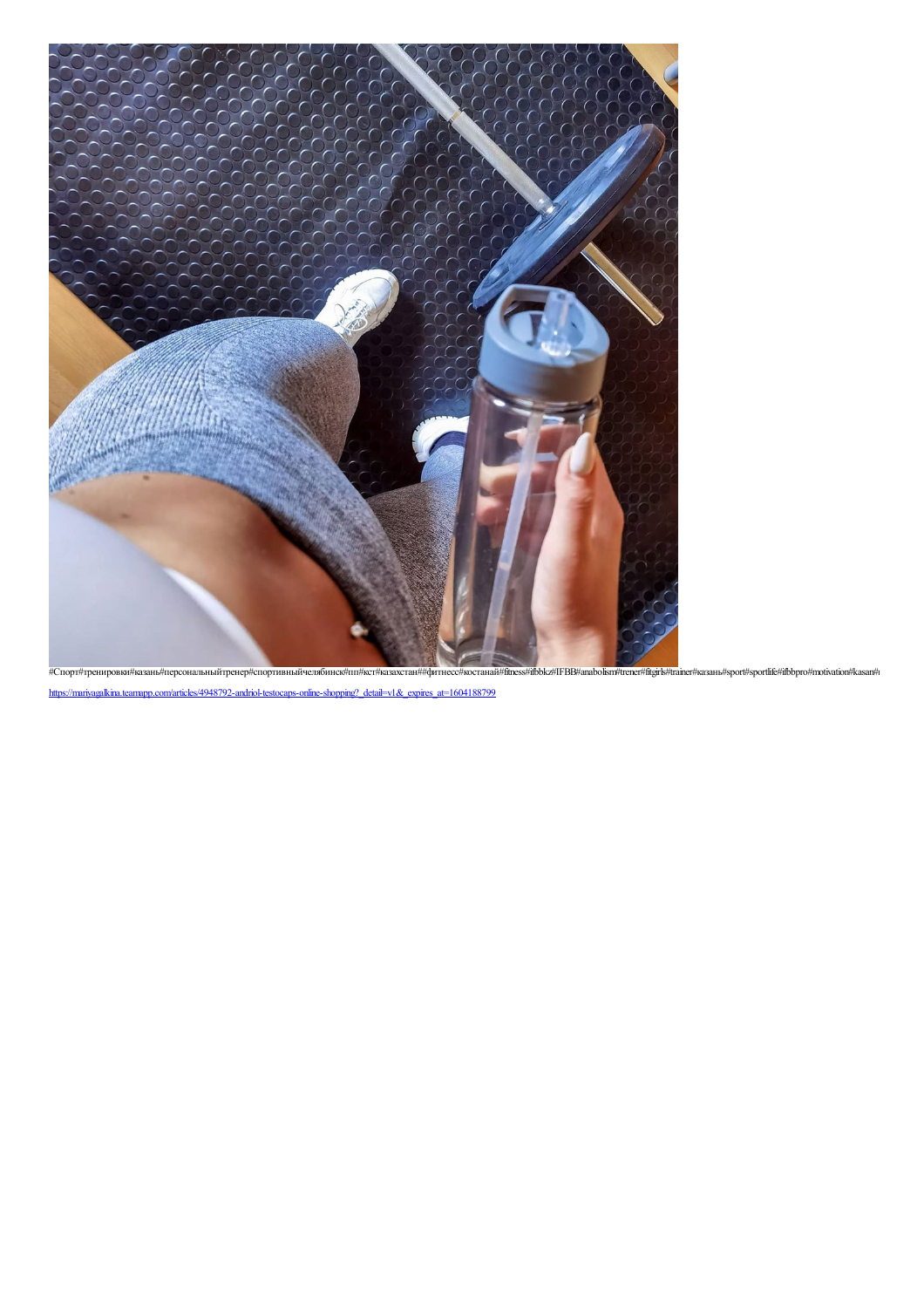#Спорт#тренировки#казань#персональныйтренер#спортивныйчелябинск#пп#кст#казахстан##фитнесс#костанай#fitness#ifbbkz#IFBB#anabolism#trener#fitgirls#trainer#казань#sport#sportlife#ifbbpro#motivation#kasan#

https://mariyagalkina.teamapp.com/articles/4948792-andriol-testocaps-online-shopping?_detail=v1&_expires_at=1604188799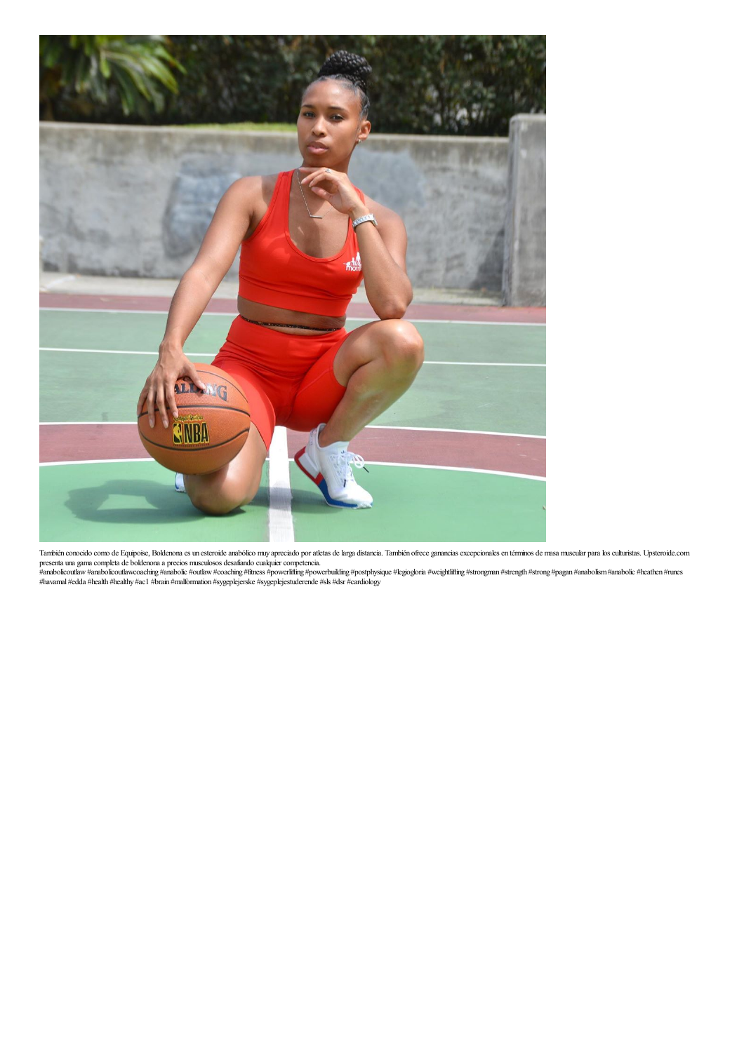También conocido como de Equipoise, Boldenona es un esteroide anabólico muy apreciado por atletas de larga distancia. También ofrece ganancias excepcionales en términos de masa muscular para los culturistas. Upsteroide.com presenta una gama completa de boldenona a precios musculosos desafiando cualquier competencia.
#anabolicoutlaw #anabolicoutlawcoaching #anabolic #outlaw #coaching #fitness #powerlifting #powerbuilding #postphysique #legiogloria #weightlifting #strongman #strength #strong #pagan #anabolism #anabolic #heathen #runes #havamal #edda #health #healthy #ac1 #brain #malformation #sygeplejerske #sygeplejestuderende #sls #dsr #cardiology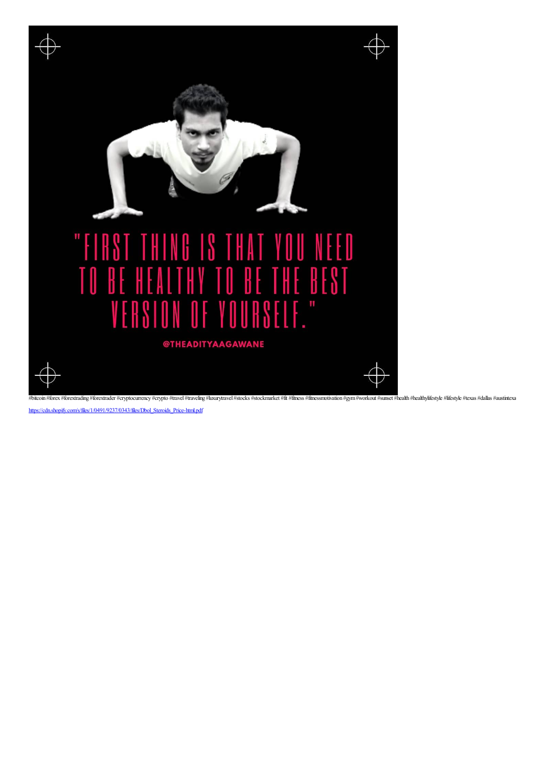"FIRST THING IS THAT YOU NEED TO BE HEALTHY TO BE THE BEST VERSION OF YOURSELF."

@THEADITYAAGAWANE

#bitcoin #forex #forextrading #forextrader #cryptocurrency #crypto #travel #traveling #luxurytravel #stocks #stockmarket #fit #fitness #fitnessmotivation #gym #workout #sunset #health #healthylifestyle #lifestyle #texas #dallas #austintexa

https://cdn.shopify.com/s/files/1/0491/9237/0343/files/Dbol_Steroids_Price-html.pdf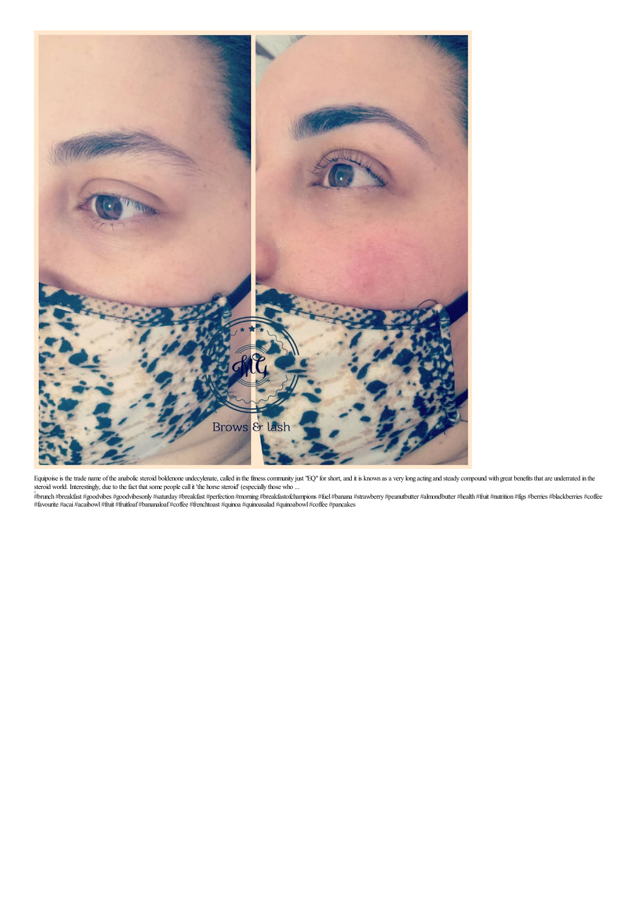Equipoise is the trade name of the anabolic steroid boldenone undecylenate, called in the fitness community just "EQ" for short, and it is known as a very long acting and steady compound with great benefits that are underrated in the steroid world. Interestingly, due to the fact that some people call it 'the horse steroid' (especially those who ...

#brunch #breakfast #goodvibes #goodvibesonly #saturday #breakfast #perfection #morning #breakfastofchampions #fuel #banana #strawberry #peanutbutter #almondbutter #health #fruit #nutrition #figs #berries #blackberries #coffee #favourite #acai #acaibowl #fruit #fruitloaf #bananaloaf #coffee #frenchtoast #quinoa #quinoasalad #quinoabowl #coffee #pancakes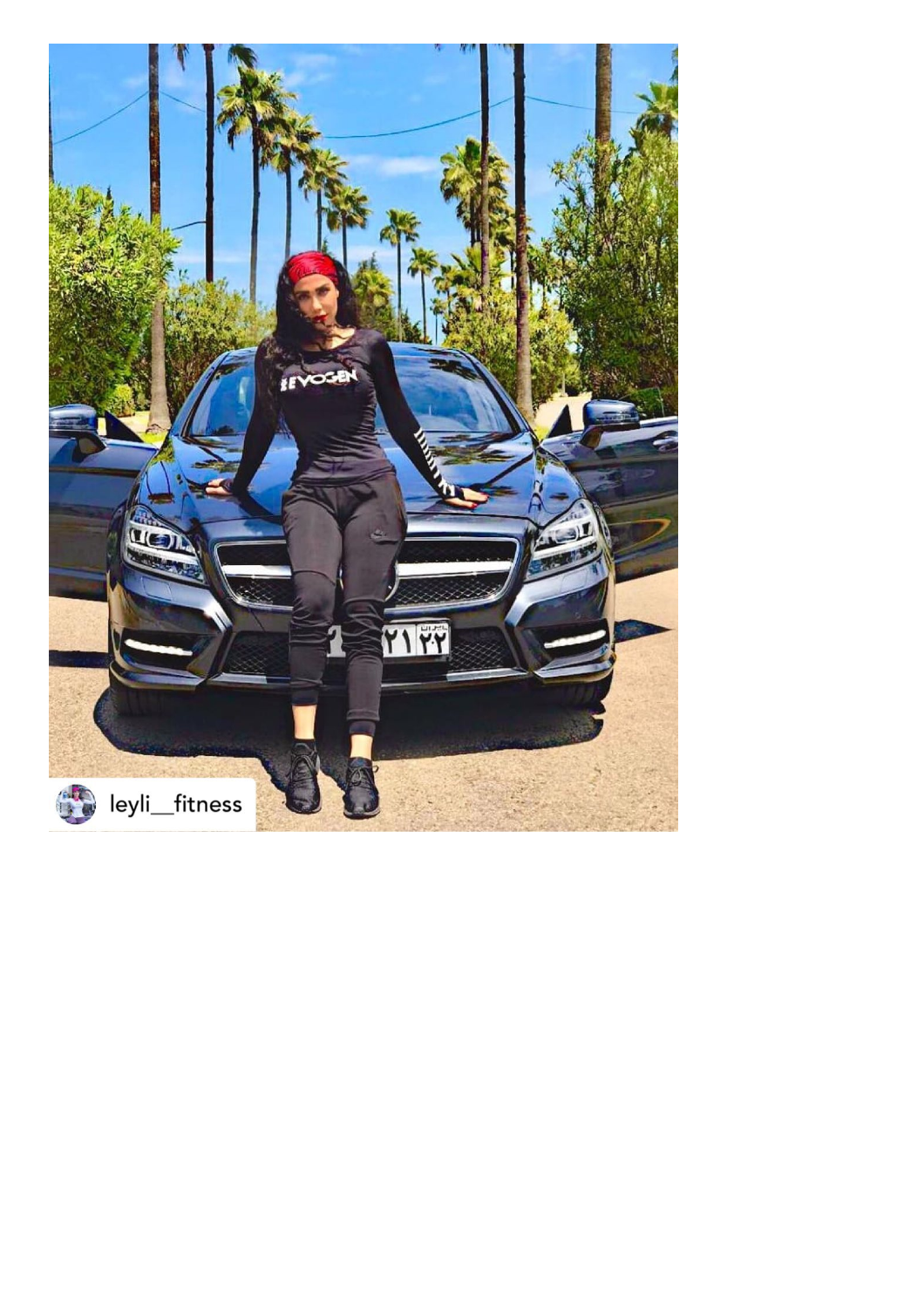leyli__fitness